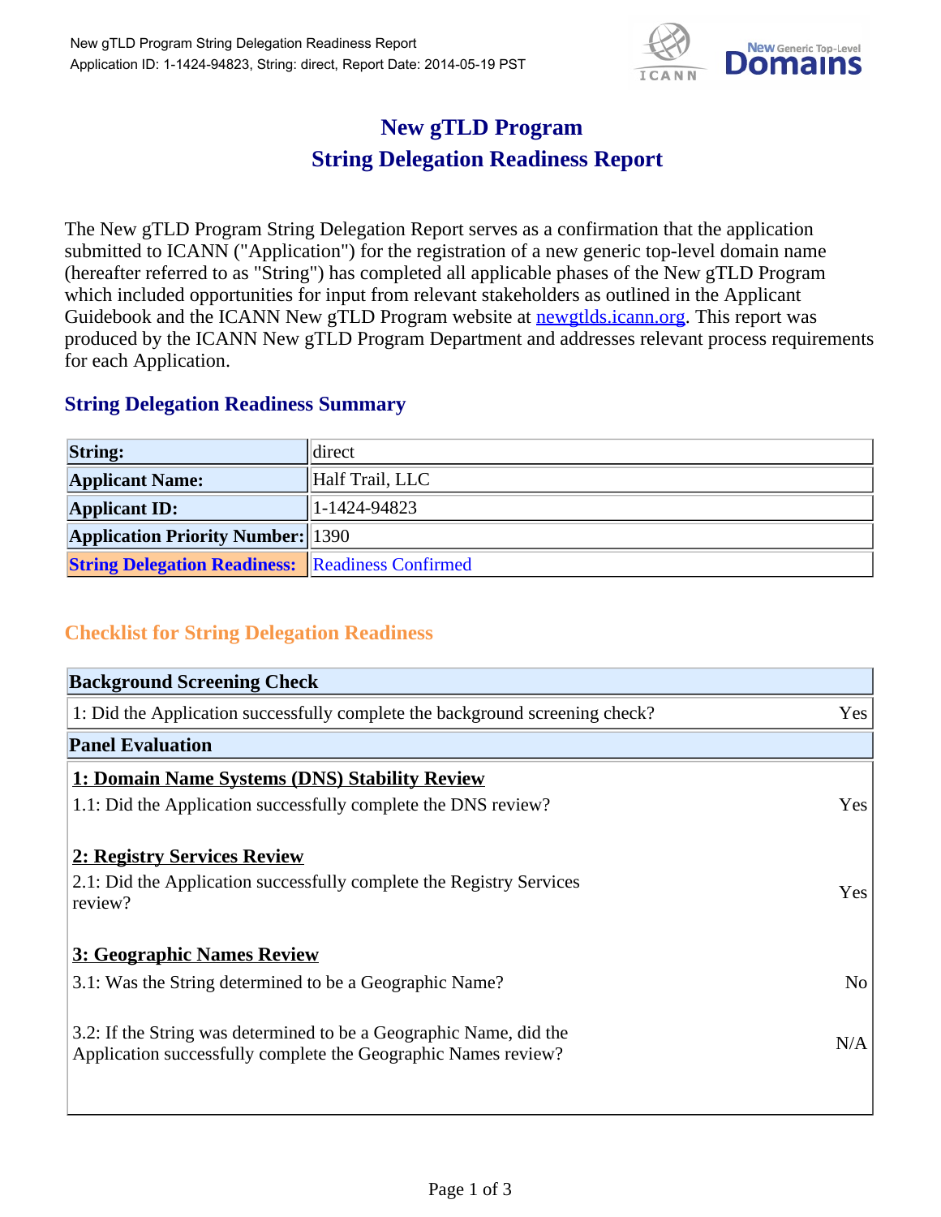# New gTLD Program
# String Delegation Readiness Report

The New gTLD Program String Delegation Report serves as a confirmation that the application submitted to ICANN ("Application") for the registration of a new generic top-level domain name (hereafter referred to as "String") has completed all applicable phases of the New gTLD Program which included opportunities for input from relevant stakeholders as outlined in the Applicant Guidebook and the ICANN New gTLD Program website at [newgtlds.icann.org](newgtlds.icann.org). This report was produced by the ICANN New gTLD Program Department and addresses relevant process requirements for each Application.

## String Delegation Readiness Summary

| | |
|---|---|
| **String:** | direct |
| **Applicant Name:** | Half Trail, LLC |
| **Applicant ID:** | 1-1424-94823 |
| **Application Priority Number:** | 1390 |
| **String Delegation Readiness:** | Readiness Confirmed |

## Checklist for String Delegation Readiness

| **Background Screening Check** | |
|---|---|
| 1: Did the Application successfully complete the background screening check? | Yes |
| **Panel Evaluation** | |
| **1: Domain Name Systems (DNS) Stability Review** | |
| 1.1: Did the Application successfully complete the DNS review? | Yes |
| **2: Registry Services Review** | |
| 2.1: Did the Application successfully complete the Registry Services review? | Yes |
| **3: Geographic Names Review** | |
| 3.1: Was the String determined to be a Geographic Name? | No |
| 3.2: If the String was determined to be a Geographic Name, did the Application successfully complete the Geographic Names review? | N/A |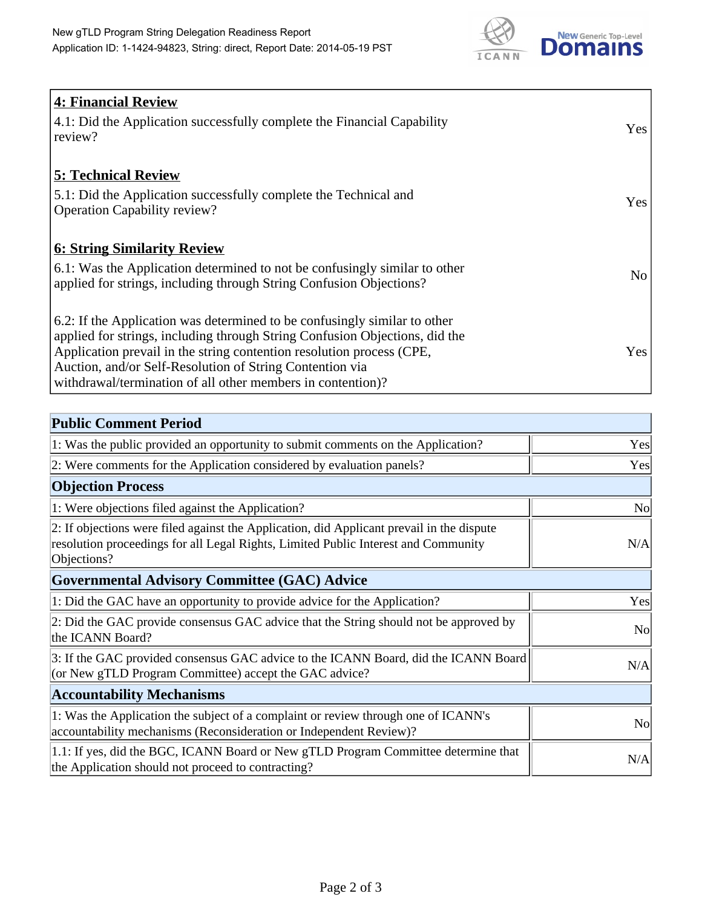| **4: Financial Review** | |
|---|---|
| 4.1: Did the Application successfully complete the Financial Capability review? | Yes |
| **5: Technical Review** | |
| 5.1: Did the Application successfully complete the Technical and Operation Capability review? | Yes |
| **6: String Similarity Review** | |
| 6.1: Was the Application determined to not be confusingly similar to other applied for strings, including through String Confusion Objections? | No |
| 6.2: If the Application was determined to be confusingly similar to other applied for strings, including through String Confusion Objections, did the Application prevail in the string contention resolution process (CPE, Auction, and/or Self-Resolution of String Contention via withdrawal/termination of all other members in contention)? | Yes |

| **Public Comment Period** | |
|---|---|
| 1: Was the public provided an opportunity to submit comments on the Application? | Yes |
| 2: Were comments for the Application considered by evaluation panels? | Yes |
| **Objection Process** | |
| 1: Were objections filed against the Application? | No |
| 2: If objections were filed against the Application, did Applicant prevail in the dispute resolution proceedings for all Legal Rights, Limited Public Interest and Community Objections? | N/A |
| **Governmental Advisory Committee (GAC) Advice** | |
| 1: Did the GAC have an opportunity to provide advice for the Application? | Yes |
| 2: Did the GAC provide consensus GAC advice that the String should not be approved by the ICANN Board? | No |
| 3: If the GAC provided consensus GAC advice to the ICANN Board, did the ICANN Board (or New gTLD Program Committee) accept the GAC advice? | N/A |
| **Accountability Mechanisms** | |
| 1: Was the Application the subject of a complaint or review through one of ICANN's accountability mechanisms (Reconsideration or Independent Review)? | No |
| 1.1: If yes, did the BGC, ICANN Board or New gTLD Program Committee determine that the Application should not proceed to contracting? | N/A |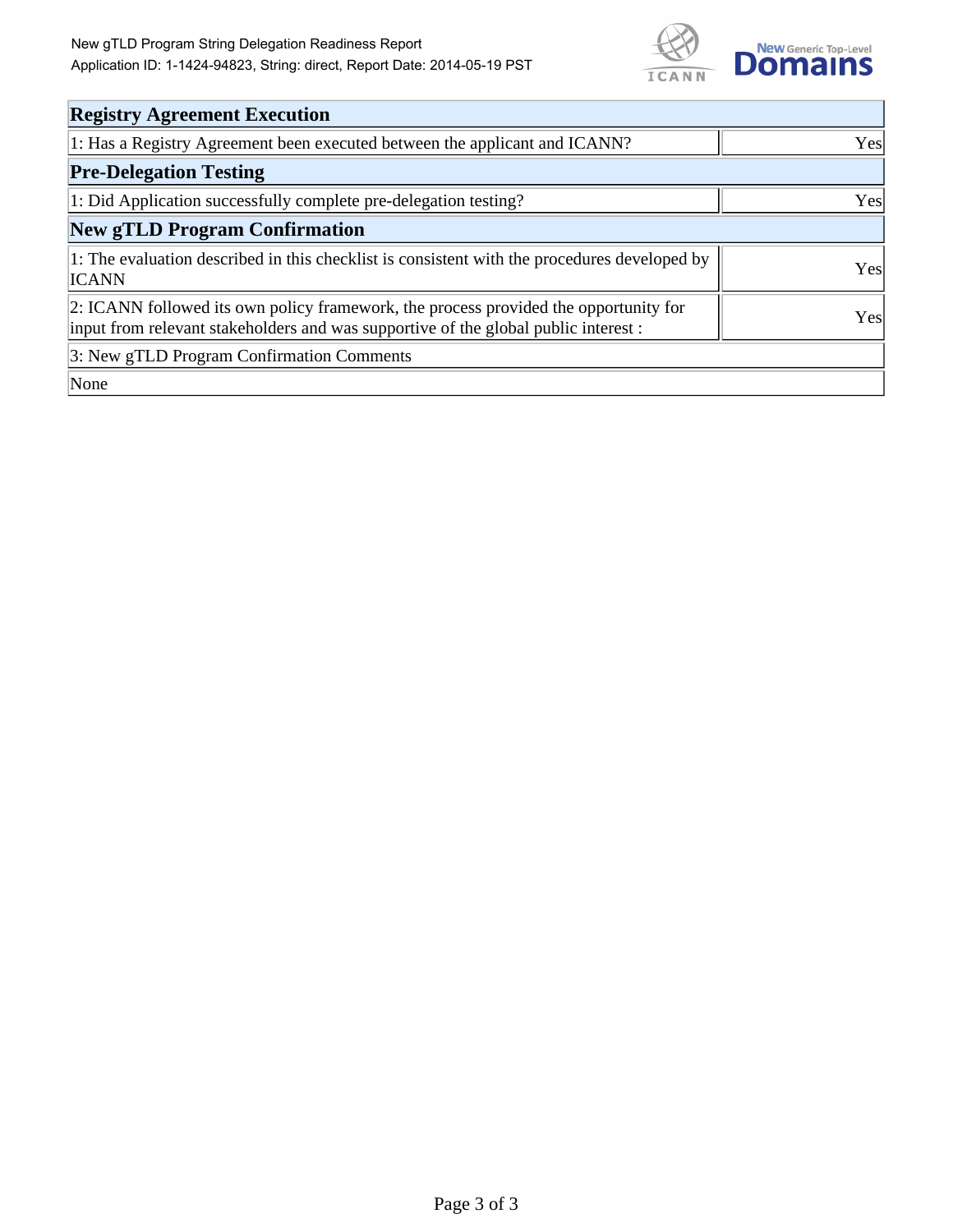## Registry Agreement Execution

| | |
|---|---|
| 1: Has a Registry Agreement been executed between the applicant and ICANN? | Yes |

## Pre-Delegation Testing

| | |
|---|---|
| 1: Did Application successfully complete pre-delegation testing? | Yes |

## New gTLD Program Confirmation

| | |
|---|---|
| 1: The evaluation described in this checklist is consistent with the procedures developed by ICANN | Yes |
| 2: ICANN followed its own policy framework, the process provided the opportunity for input from relevant stakeholders and was supportive of the global public interest : | Yes |

3: New gTLD Program Confirmation Comments

None